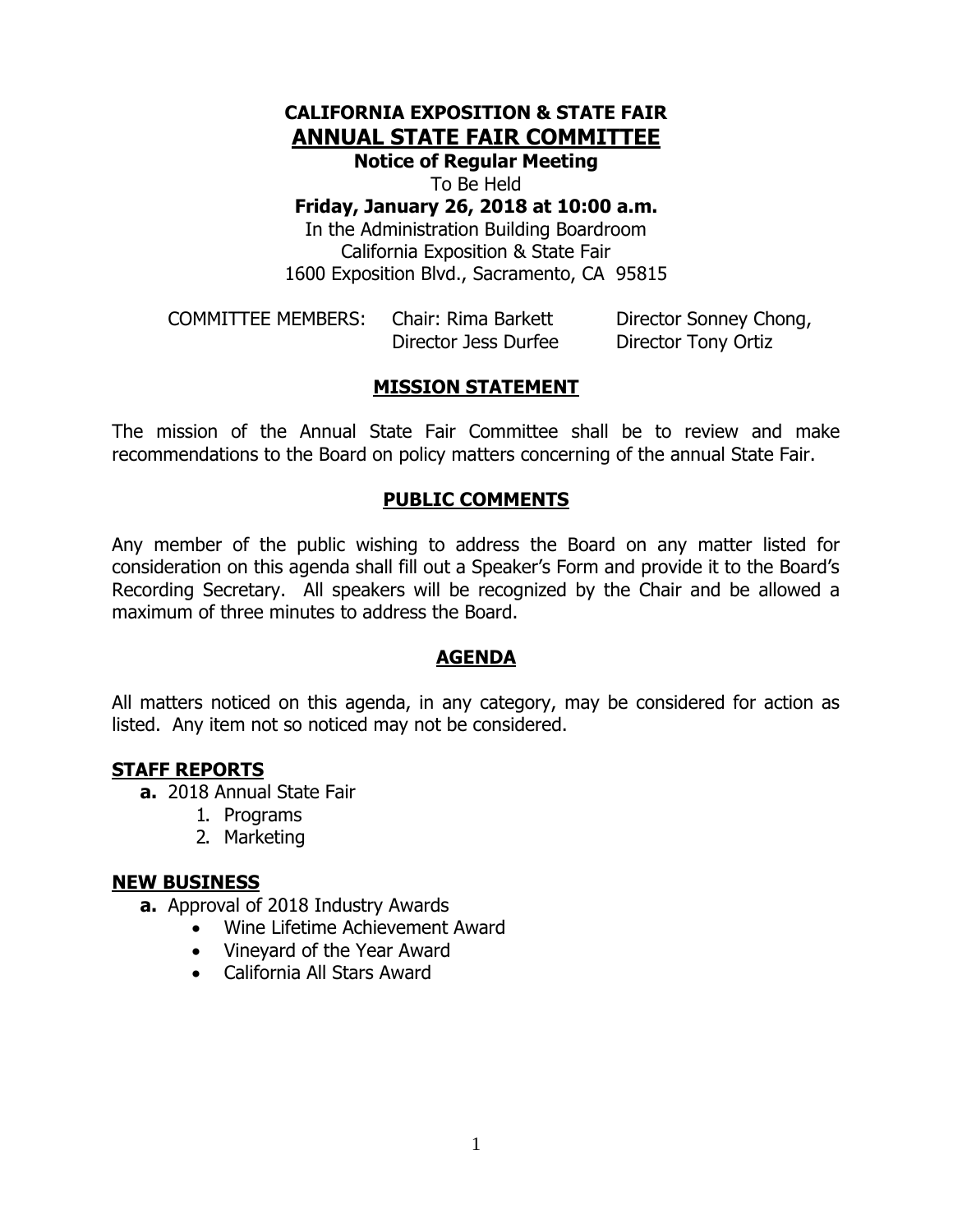# CALIFORNIA EXPOSITION & STATE FAIR

## ANNUAL STATE FAIR COMMITTEE

**Notice of Regular Meeting**

To Be Held

**Friday, January 26, 2018 at 10:00 a.m.**

In the Administration Building Boardroom
California Exposition & State Fair
1600 Exposition Blvd., Sacramento, CA 95815

COMMITTEE MEMBERS: Chair: Rima Barkett, Director Sonney Chong, Director Jess Durfee, Director Tony Ortiz

### MISSION STATEMENT

The mission of the Annual State Fair Committee shall be to review and make recommendations to the Board on policy matters concerning of the annual State Fair.

### PUBLIC COMMENTS

Any member of the public wishing to address the Board on any matter listed for consideration on this agenda shall fill out a Speaker's Form and provide it to the Board's Recording Secretary. All speakers will be recognized by the Chair and be allowed a maximum of three minutes to address the Board.

### AGENDA

All matters noticed on this agenda, in any category, may be considered for action as listed. Any item not so noticed may not be considered.

### STAFF REPORTS

**a.** 2018 Annual State Fair
   1. Programs
   2. Marketing

### NEW BUSINESS

**a.** Approval of 2018 Industry Awards
   - Wine Lifetime Achievement Award
   - Vineyard of the Year Award
   - California All Stars Award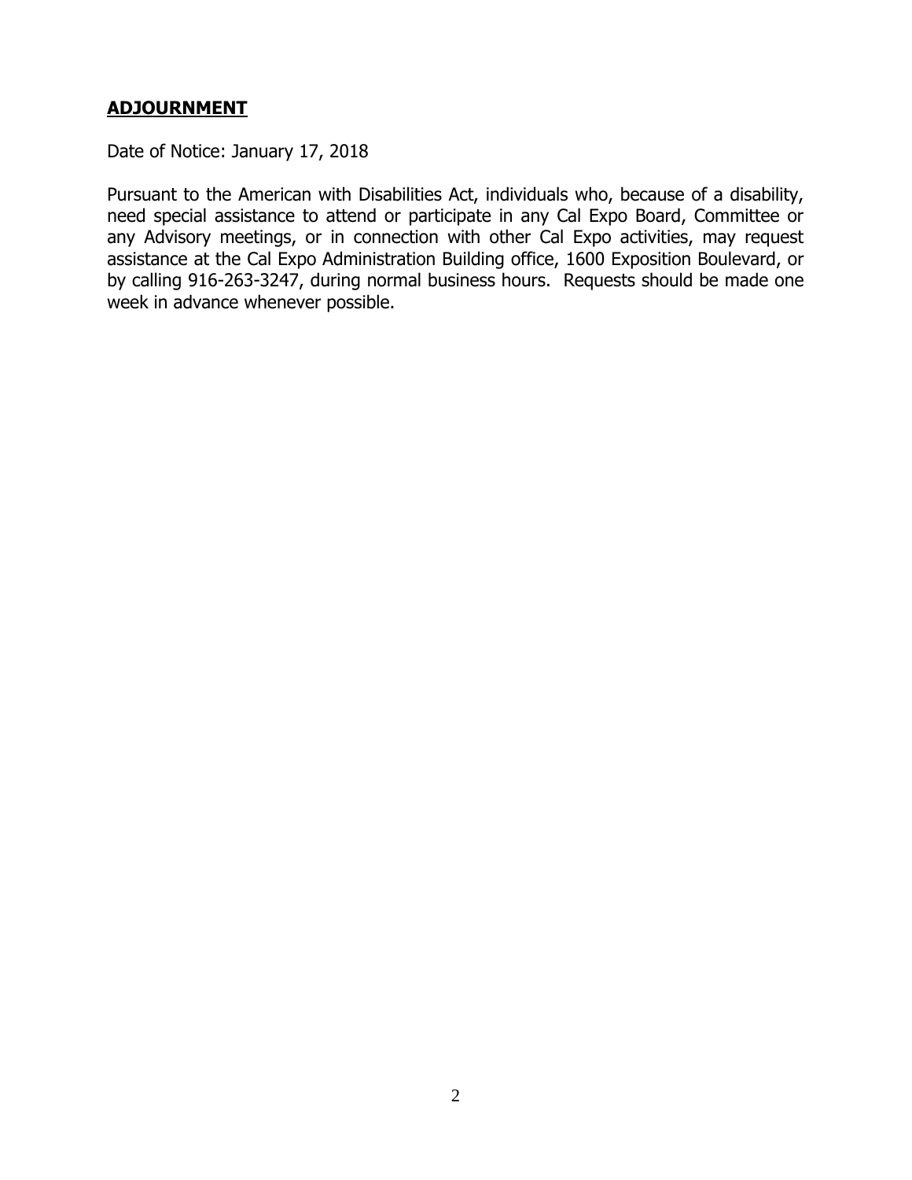## **ADJOURNMENT**

Date of Notice: January 17, 2018

Pursuant to the American with Disabilities Act, individuals who, because of a disability, need special assistance to attend or participate in any Cal Expo Board, Committee or any Advisory meetings, or in connection with other Cal Expo activities, may request assistance at the Cal Expo Administration Building office, 1600 Exposition Boulevard, or by calling 916-263-3247, during normal business hours. Requests should be made one week in advance whenever possible.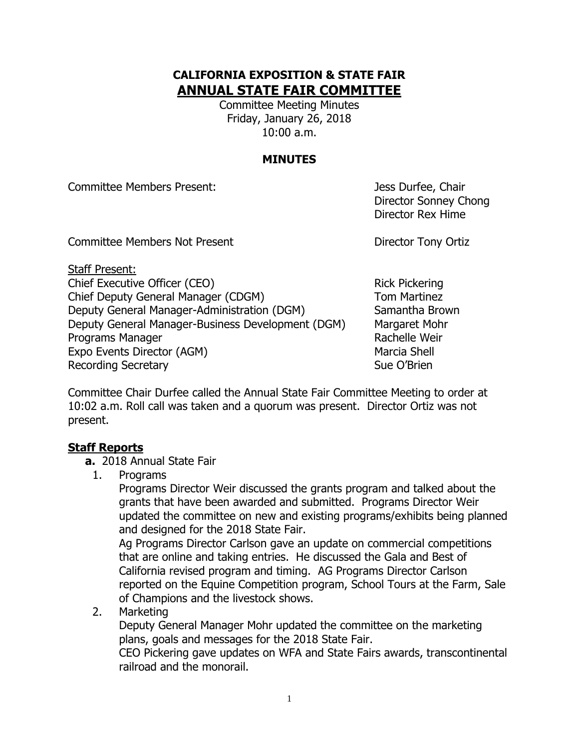# CALIFORNIA EXPOSITION & STATE FAIR
## ANNUAL STATE FAIR COMMITTEE

Committee Meeting Minutes
Friday, January 26, 2018
10:00 a.m.

### MINUTES

| | |
|---|---|
| Committee Members Present: | Jess Durfee, Chair<br>Director Sonney Chong<br>Director Rex Hime |
| Committee Members Not Present | Director Tony Ortiz |

Staff Present:

| | |
|---|---|
| Chief Executive Officer (CEO) | Rick Pickering |
| Chief Deputy General Manager (CDGM) | Tom Martinez |
| Deputy General Manager-Administration (DGM) | Samantha Brown |
| Deputy General Manager-Business Development (DGM) | Margaret Mohr |
| Programs Manager | Rachelle Weir |
| Expo Events Director (AGM) | Marcia Shell |
| Recording Secretary | Sue O'Brien |

Committee Chair Durfee called the Annual State Fair Committee Meeting to order at 10:02 a.m. Roll call was taken and a quorum was present. Director Ortiz was not present.

**Staff Reports**

**a.** 2018 Annual State Fair

1. Programs
   Programs Director Weir discussed the grants program and talked about the grants that have been awarded and submitted. Programs Director Weir updated the committee on new and existing programs/exhibits being planned and designed for the 2018 State Fair.
   Ag Programs Director Carlson gave an update on commercial competitions that are online and taking entries. He discussed the Gala and Best of California revised program and timing. AG Programs Director Carlson reported on the Equine Competition program, School Tours at the Farm, Sale of Champions and the livestock shows.
2. Marketing
   Deputy General Manager Mohr updated the committee on the marketing plans, goals and messages for the 2018 State Fair.
   CEO Pickering gave updates on WFA and State Fairs awards, transcontinental railroad and the monorail.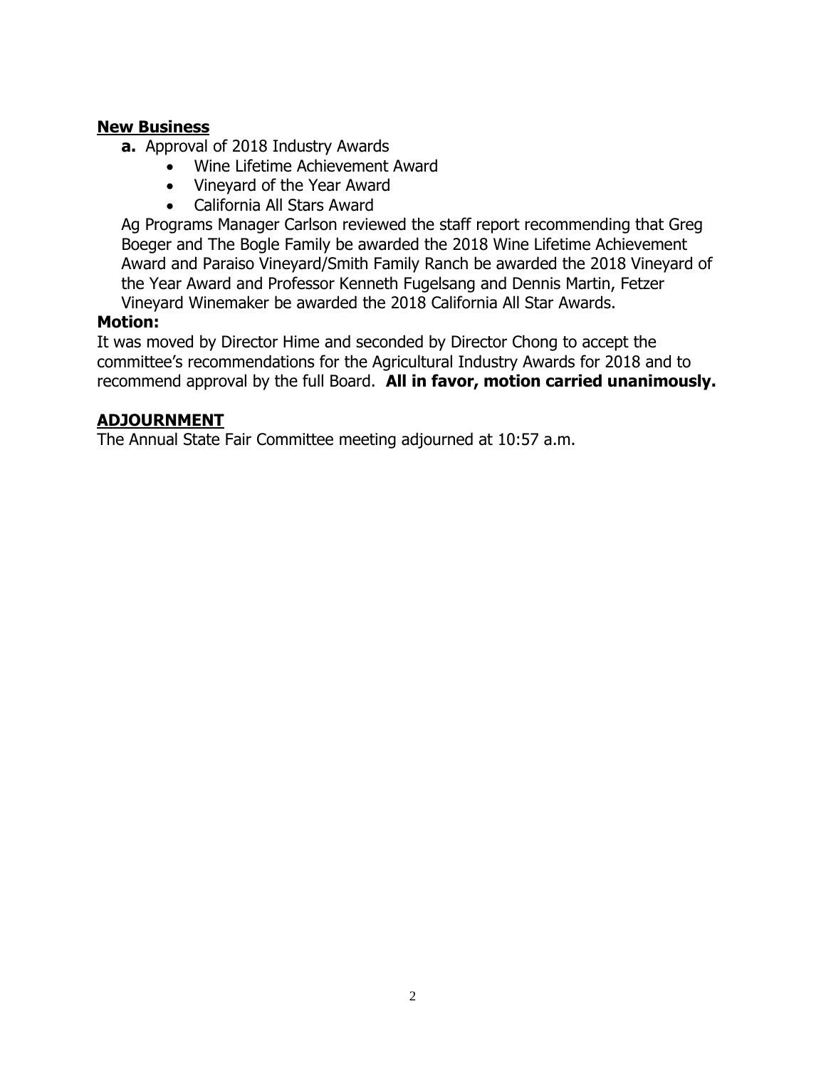## New Business

**a.** Approval of 2018 Industry Awards

- Wine Lifetime Achievement Award
- Vineyard of the Year Award
- California All Stars Award

Ag Programs Manager Carlson reviewed the staff report recommending that Greg Boeger and The Bogle Family be awarded the 2018 Wine Lifetime Achievement Award and Paraiso Vineyard/Smith Family Ranch be awarded the 2018 Vineyard of the Year Award and Professor Kenneth Fugelsang and Dennis Martin, Fetzer Vineyard Winemaker be awarded the 2018 California All Star Awards.

**Motion:**

It was moved by Director Hime and seconded by Director Chong to accept the committee's recommendations for the Agricultural Industry Awards for 2018 and to recommend approval by the full Board. **All in favor, motion carried unanimously.**

## ADJOURNMENT

The Annual State Fair Committee meeting adjourned at 10:57 a.m.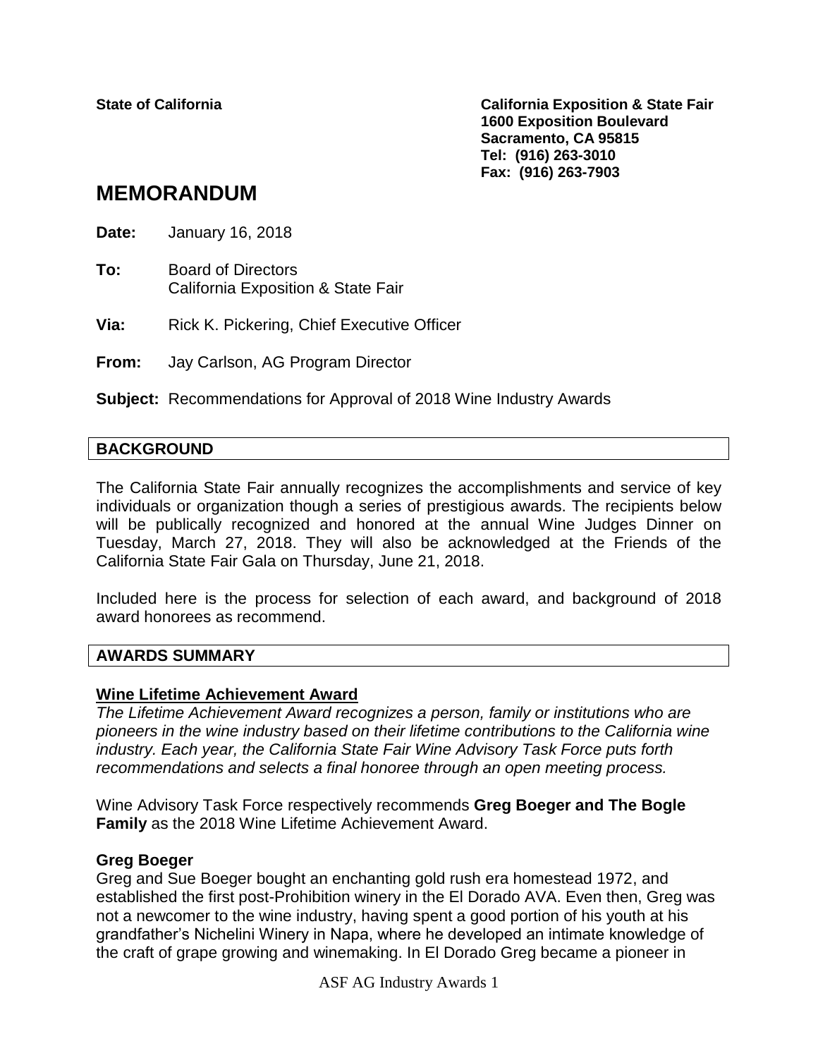**State of California**

**California Exposition & State Fair**
**1600 Exposition Boulevard**
**Sacramento, CA 95815**
**Tel: (916) 263-3010**
**Fax: (916) 263-7903**

# MEMORANDUM

**Date:** January 16, 2018

**To:** Board of Directors
California Exposition & State Fair

**Via:** Rick K. Pickering, Chief Executive Officer

**From:** Jay Carlson, AG Program Director

**Subject:** Recommendations for Approval of 2018 Wine Industry Awards

## BACKGROUND

The California State Fair annually recognizes the accomplishments and service of key individuals or organization though a series of prestigious awards. The recipients below will be publically recognized and honored at the annual Wine Judges Dinner on Tuesday, March 27, 2018. They will also be acknowledged at the Friends of the California State Fair Gala on Thursday, June 21, 2018.

Included here is the process for selection of each award, and background of 2018 award honorees as recommend.

## AWARDS SUMMARY

### Wine Lifetime Achievement Award

*The Lifetime Achievement Award recognizes a person, family or institutions who are pioneers in the wine industry based on their lifetime contributions to the California wine industry. Each year, the California State Fair Wine Advisory Task Force puts forth recommendations and selects a final honoree through an open meeting process.*

Wine Advisory Task Force respectively recommends **Greg Boeger and The Bogle Family** as the 2018 Wine Lifetime Achievement Award.

### Greg Boeger

Greg and Sue Boeger bought an enchanting gold rush era homestead 1972, and established the first post-Prohibition winery in the El Dorado AVA. Even then, Greg was not a newcomer to the wine industry, having spent a good portion of his youth at his grandfather's Nichelini Winery in Napa, where he developed an intimate knowledge of the craft of grape growing and winemaking. In El Dorado Greg became a pioneer in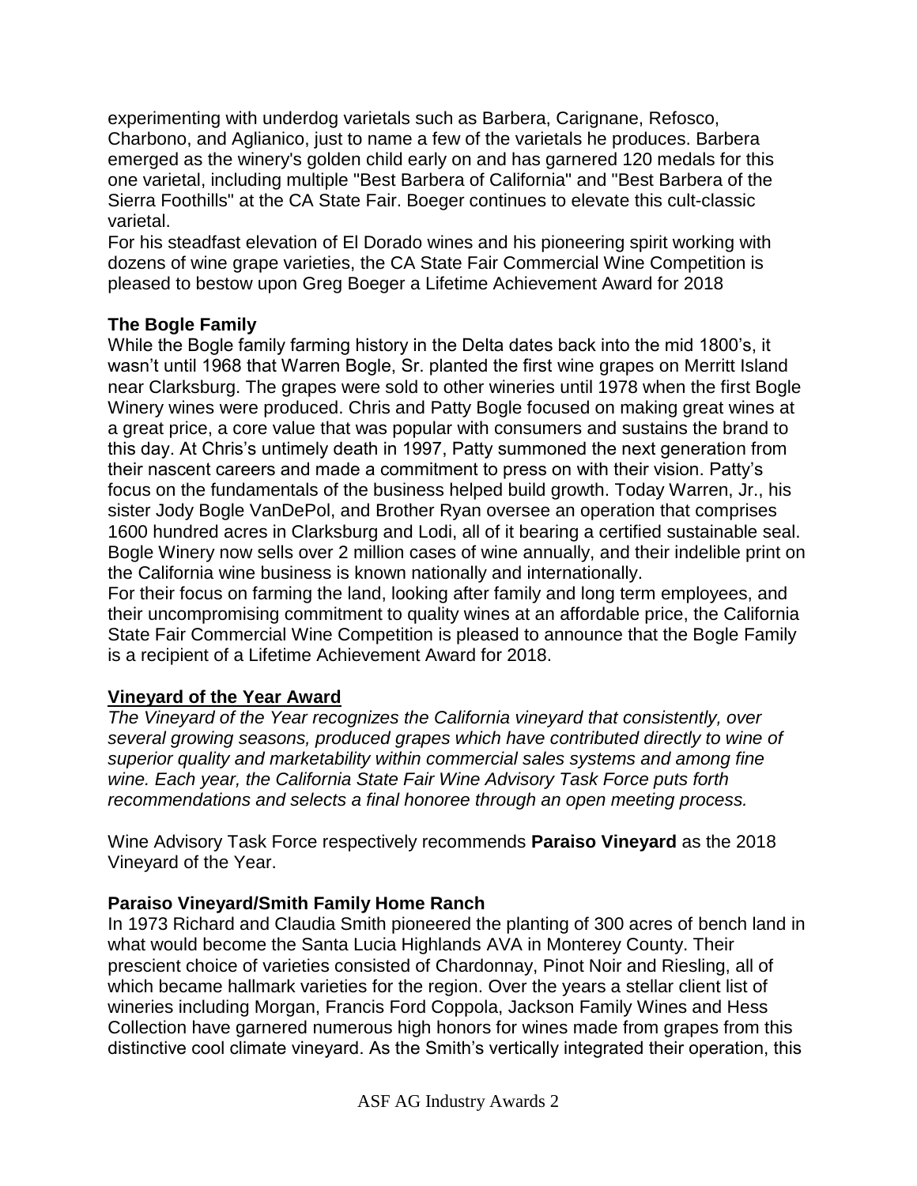experimenting with underdog varietals such as Barbera, Carignane, Refosco, Charbono, and Aglianico, just to name a few of the varietals he produces. Barbera emerged as the winery's golden child early on and has garnered 120 medals for this one varietal, including multiple "Best Barbera of California" and "Best Barbera of the Sierra Foothills" at the CA State Fair. Boeger continues to elevate this cult-classic varietal.

For his steadfast elevation of El Dorado wines and his pioneering spirit working with dozens of wine grape varieties, the CA State Fair Commercial Wine Competition is pleased to bestow upon Greg Boeger a Lifetime Achievement Award for 2018

**The Bogle Family**

While the Bogle family farming history in the Delta dates back into the mid 1800's, it wasn't until 1968 that Warren Bogle, Sr. planted the first wine grapes on Merritt Island near Clarksburg. The grapes were sold to other wineries until 1978 when the first Bogle Winery wines were produced. Chris and Patty Bogle focused on making great wines at a great price, a core value that was popular with consumers and sustains the brand to this day. At Chris's untimely death in 1997, Patty summoned the next generation from their nascent careers and made a commitment to press on with their vision. Patty's focus on the fundamentals of the business helped build growth. Today Warren, Jr., his sister Jody Bogle VanDePol, and Brother Ryan oversee an operation that comprises 1600 hundred acres in Clarksburg and Lodi, all of it bearing a certified sustainable seal. Bogle Winery now sells over 2 million cases of wine annually, and their indelible print on the California wine business is known nationally and internationally.

For their focus on farming the land, looking after family and long term employees, and their uncompromising commitment to quality wines at an affordable price, the California State Fair Commercial Wine Competition is pleased to announce that the Bogle Family is a recipient of a Lifetime Achievement Award for 2018.

**<u>Vineyard of the Year Award</u>**

*The Vineyard of the Year recognizes the California vineyard that consistently, over several growing seasons, produced grapes which have contributed directly to wine of superior quality and marketability within commercial sales systems and among fine wine. Each year, the California State Fair Wine Advisory Task Force puts forth recommendations and selects a final honoree through an open meeting process.*

Wine Advisory Task Force respectively recommends **Paraiso Vineyard** as the 2018 Vineyard of the Year.

**Paraiso Vineyard/Smith Family Home Ranch**

In 1973 Richard and Claudia Smith pioneered the planting of 300 acres of bench land in what would become the Santa Lucia Highlands AVA in Monterey County. Their prescient choice of varieties consisted of Chardonnay, Pinot Noir and Riesling, all of which became hallmark varieties for the region. Over the years a stellar client list of wineries including Morgan, Francis Ford Coppola, Jackson Family Wines and Hess Collection have garnered numerous high honors for wines made from grapes from this distinctive cool climate vineyard. As the Smith's vertically integrated their operation, this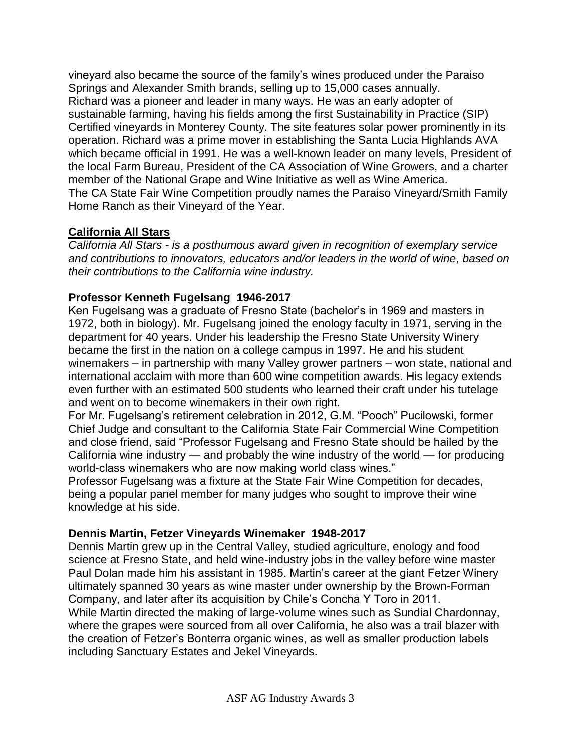vineyard also became the source of the family's wines produced under the Paraiso Springs and Alexander Smith brands, selling up to 15,000 cases annually.
Richard was a pioneer and leader in many ways. He was an early adopter of sustainable farming, having his fields among the first Sustainability in Practice (SIP) Certified vineyards in Monterey County. The site features solar power prominently in its operation. Richard was a prime mover in establishing the Santa Lucia Highlands AVA which became official in 1991. He was a well-known leader on many levels, President of the local Farm Bureau, President of the CA Association of Wine Growers, and a charter member of the National Grape and Wine Initiative as well as Wine America.
The CA State Fair Wine Competition proudly names the Paraiso Vineyard/Smith Family Home Ranch as their Vineyard of the Year.

## California All Stars

*California All Stars - is a posthumous award given in recognition of exemplary service and contributions to innovators, educators and/or leaders in the world of wine, based on their contributions to the California wine industry.*

### Professor Kenneth Fugelsang 1946-2017

Ken Fugelsang was a graduate of Fresno State (bachelor's in 1969 and masters in 1972, both in biology). Mr. Fugelsang joined the enology faculty in 1971, serving in the department for 40 years. Under his leadership the Fresno State University Winery became the first in the nation on a college campus in 1997. He and his student winemakers – in partnership with many Valley grower partners – won state, national and international acclaim with more than 600 wine competition awards. His legacy extends even further with an estimated 500 students who learned their craft under his tutelage and went on to become winemakers in their own right.
For Mr. Fugelsang's retirement celebration in 2012, G.M. "Pooch" Pucilowski, former Chief Judge and consultant to the California State Fair Commercial Wine Competition and close friend, said "Professor Fugelsang and Fresno State should be hailed by the California wine industry — and probably the wine industry of the world — for producing world-class winemakers who are now making world class wines."
Professor Fugelsang was a fixture at the State Fair Wine Competition for decades, being a popular panel member for many judges who sought to improve their wine knowledge at his side.

### Dennis Martin, Fetzer Vineyards Winemaker 1948-2017

Dennis Martin grew up in the Central Valley, studied agriculture, enology and food science at Fresno State, and held wine-industry jobs in the valley before wine master Paul Dolan made him his assistant in 1985. Martin's career at the giant Fetzer Winery ultimately spanned 30 years as wine master under ownership by the Brown-Forman Company, and later after its acquisition by Chile's Concha Y Toro in 2011.
While Martin directed the making of large-volume wines such as Sundial Chardonnay, where the grapes were sourced from all over California, he also was a trail blazer with the creation of Fetzer's Bonterra organic wines, as well as smaller production labels including Sanctuary Estates and Jekel Vineyards.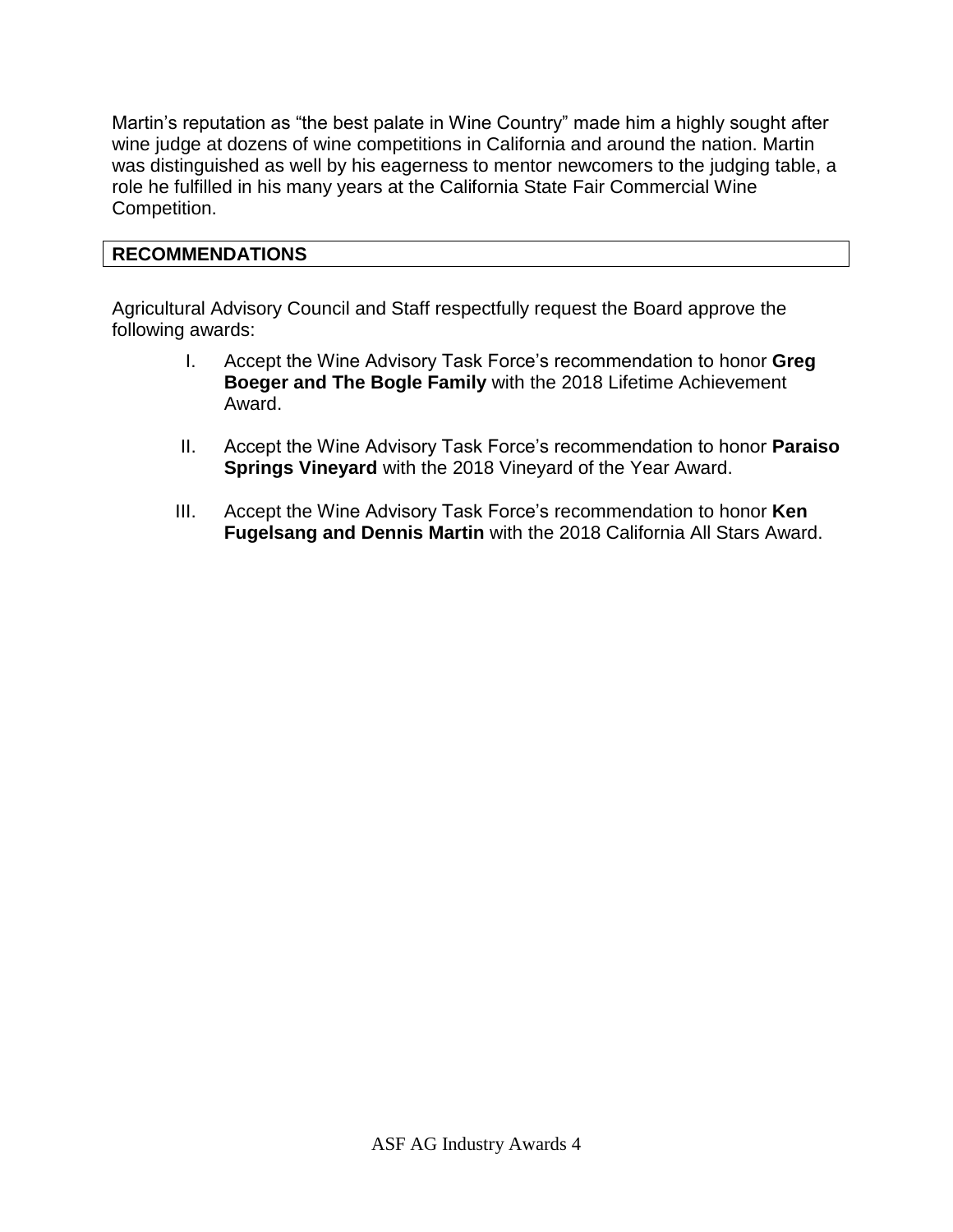Martin's reputation as "the best palate in Wine Country" made him a highly sought after wine judge at dozens of wine competitions in California and around the nation. Martin was distinguished as well by his eagerness to mentor newcomers to the judging table, a role he fulfilled in his many years at the California State Fair Commercial Wine Competition.

## RECOMMENDATIONS

Agricultural Advisory Council and Staff respectfully request the Board approve the following awards:

I. Accept the Wine Advisory Task Force's recommendation to honor **Greg Boeger and The Bogle Family** with the 2018 Lifetime Achievement Award.

II. Accept the Wine Advisory Task Force's recommendation to honor **Paraiso Springs Vineyard** with the 2018 Vineyard of the Year Award.

III. Accept the Wine Advisory Task Force's recommendation to honor **Ken Fugelsang and Dennis Martin** with the 2018 California All Stars Award.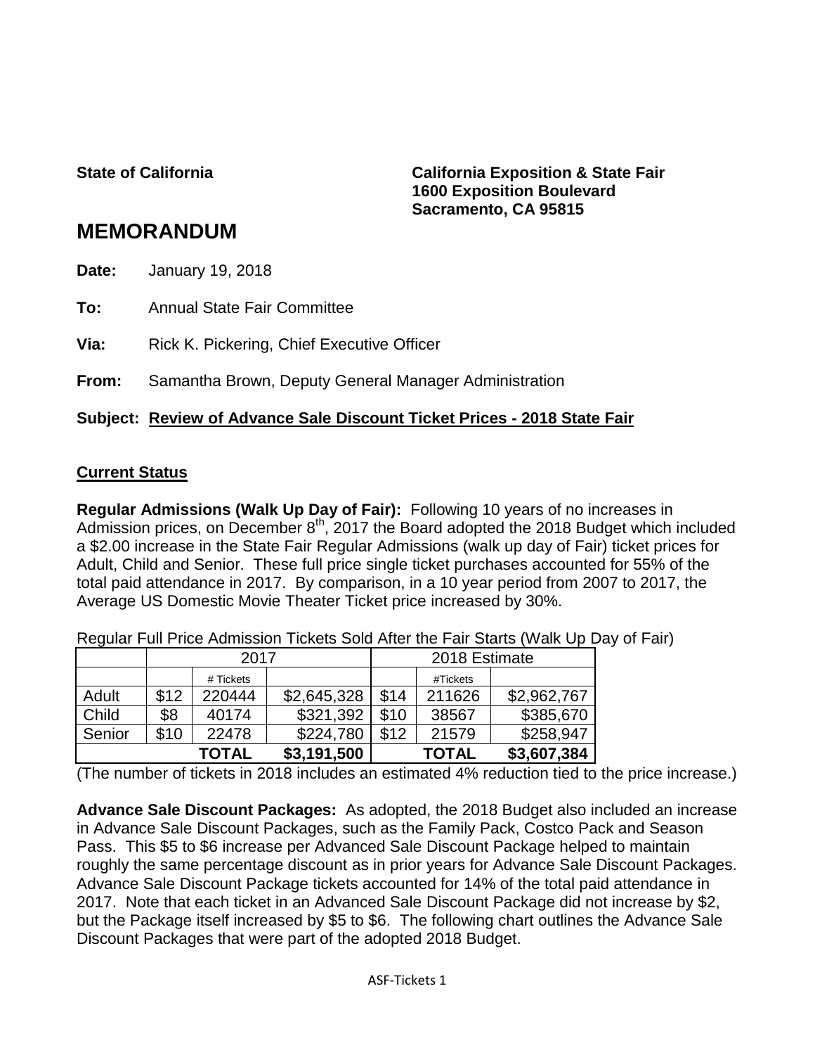State of California

**California Exposition & State Fair**
**1600 Exposition Boulevard**
**Sacramento, CA 95815**

# MEMORANDUM

**Date:** January 19, 2018

**To:** Annual State Fair Committee

**Via:** Rick K. Pickering, Chief Executive Officer

**From:** Samantha Brown, Deputy General Manager Administration

**Subject:** **Review of Advance Sale Discount Ticket Prices - 2018 State Fair**

## Current Status

**Regular Admissions (Walk Up Day of Fair):** Following 10 years of no increases in Admission prices, on December 8th, 2017 the Board adopted the 2018 Budget which included a $2.00 increase in the State Fair Regular Admissions (walk up day of Fair) ticket prices for Adult, Child and Senior. These full price single ticket purchases accounted for 55% of the total paid attendance in 2017. By comparison, in a 10 year period from 2007 to 2017, the Average US Domestic Movie Theater Ticket price increased by 30%.

Regular Full Price Admission Tickets Sold After the Fair Starts (Walk Up Day of Fair)

| | 2017 | | | 2018 Estimate | | |
|---|---|---|---|---|---|---|
| | | # Tickets | | | #Tickets | |
| Adult | $12 | 220444 | $2,645,328 | $14 | 211626 | $2,962,767 |
| Child | $8 | 40174 | $321,392 | $10 | 38567 | $385,670 |
| Senior | $10 | 22478 | $224,780 | $12 | 21579 | $258,947 |
| | | **TOTAL** | **$3,191,500** | | **TOTAL** | **$3,607,384** |

(The number of tickets in 2018 includes an estimated 4% reduction tied to the price increase.)

**Advance Sale Discount Packages:** As adopted, the 2018 Budget also included an increase in Advance Sale Discount Packages, such as the Family Pack, Costco Pack and Season Pass. This $5 to $6 increase per Advanced Sale Discount Package helped to maintain roughly the same percentage discount as in prior years for Advance Sale Discount Packages. Advance Sale Discount Package tickets accounted for 14% of the total paid attendance in 2017. Note that each ticket in an Advanced Sale Discount Package did not increase by $2, but the Package itself increased by $5 to $6. The following chart outlines the Advance Sale Discount Packages that were part of the adopted 2018 Budget.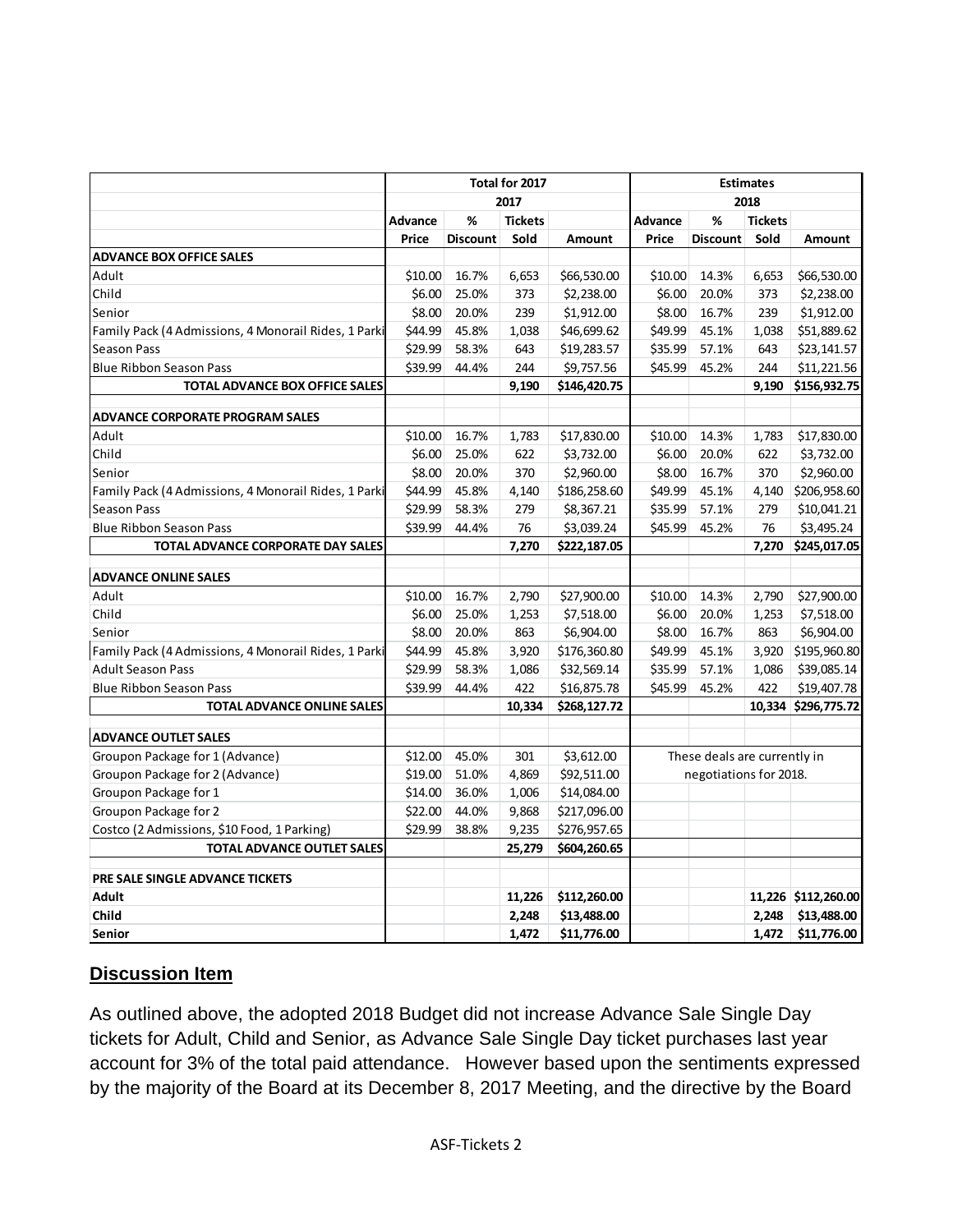| | Total for 2017 | | | | Estimates | | | |
|---|---|---|---|---|---|---|---|---|
| | 2017 | | | | 2018 | | | |
| | Advance | % | Tickets | | Advance | % | Tickets | |
| | Price | Discount | Sold | Amount | Price | Discount | Sold | Amount |
| **ADVANCE BOX OFFICE SALES** | | | | | | | | |
| Adult | $10.00 | 16.7% | 6,653 | $66,530.00 | $10.00 | 14.3% | 6,653 | $66,530.00 |
| Child | $6.00 | 25.0% | 373 | $2,238.00 | $6.00 | 20.0% | 373 | $2,238.00 |
| Senior | $8.00 | 20.0% | 239 | $1,912.00 | $8.00 | 16.7% | 239 | $1,912.00 |
| Family Pack (4 Admissions, 4 Monorail Rides, 1 Parki | $44.99 | 45.8% | 1,038 | $46,699.62 | $49.99 | 45.1% | 1,038 | $51,889.62 |
| Season Pass | $29.99 | 58.3% | 643 | $19,283.57 | $35.99 | 57.1% | 643 | $23,141.57 |
| Blue Ribbon Season Pass | $39.99 | 44.4% | 244 | $9,757.56 | $45.99 | 45.2% | 244 | $11,221.56 |
| **TOTAL ADVANCE BOX OFFICE SALES** | | | **9,190** | **$146,420.75** | | | **9,190** | **$156,932.75** |
| | | | | | | | | |
| **ADVANCE CORPORATE PROGRAM SALES** | | | | | | | | |
| Adult | $10.00 | 16.7% | 1,783 | $17,830.00 | $10.00 | 14.3% | 1,783 | $17,830.00 |
| Child | $6.00 | 25.0% | 622 | $3,732.00 | $6.00 | 20.0% | 622 | $3,732.00 |
| Senior | $8.00 | 20.0% | 370 | $2,960.00 | $8.00 | 16.7% | 370 | $2,960.00 |
| Family Pack (4 Admissions, 4 Monorail Rides, 1 Parki | $44.99 | 45.8% | 4,140 | $186,258.60 | $49.99 | 45.1% | 4,140 | $206,958.60 |
| Season Pass | $29.99 | 58.3% | 279 | $8,367.21 | $35.99 | 57.1% | 279 | $10,041.21 |
| Blue Ribbon Season Pass | $39.99 | 44.4% | 76 | $3,039.24 | $45.99 | 45.2% | 76 | $3,495.24 |
| **TOTAL ADVANCE CORPORATE DAY SALES** | | | **7,270** | **$222,187.05** | | | **7,270** | **$245,017.05** |
| | | | | | | | | |
| **ADVANCE ONLINE SALES** | | | | | | | | |
| Adult | $10.00 | 16.7% | 2,790 | $27,900.00 | $10.00 | 14.3% | 2,790 | $27,900.00 |
| Child | $6.00 | 25.0% | 1,253 | $7,518.00 | $6.00 | 20.0% | 1,253 | $7,518.00 |
| Senior | $8.00 | 20.0% | 863 | $6,904.00 | $8.00 | 16.7% | 863 | $6,904.00 |
| Family Pack (4 Admissions, 4 Monorail Rides, 1 Parki | $44.99 | 45.8% | 3,920 | $176,360.80 | $49.99 | 45.1% | 3,920 | $195,960.80 |
| Adult Season Pass | $29.99 | 58.3% | 1,086 | $32,569.14 | $35.99 | 57.1% | 1,086 | $39,085.14 |
| Blue Ribbon Season Pass | $39.99 | 44.4% | 422 | $16,875.78 | $45.99 | 45.2% | 422 | $19,407.78 |
| **TOTAL ADVANCE ONLINE SALES** | | | **10,334** | **$268,127.72** | | | **10,334** | **$296,775.72** |
| | | | | | | | | |
| **ADVANCE OUTLET SALES** | | | | | | | | |
| Groupon Package for 1 (Advance) | $12.00 | 45.0% | 301 | $3,612.00 | These deals are currently in negotiations for 2018. | | | |
| Groupon Package for 2 (Advance) | $19.00 | 51.0% | 4,869 | $92,511.00 | | | | |
| Groupon Package for 1 | $14.00 | 36.0% | 1,006 | $14,084.00 | | | | |
| Groupon Package for 2 | $22.00 | 44.0% | 9,868 | $217,096.00 | | | | |
| Costco (2 Admissions, $10 Food, 1 Parking) | $29.99 | 38.8% | 9,235 | $276,957.65 | | | | |
| **TOTAL ADVANCE OUTLET SALES** | | | **25,279** | **$604,260.65** | | | | |
| | | | | | | | | |
| **PRE SALE SINGLE ADVANCE TICKETS** | | | | | | | | |
| **Adult** | | | **11,226** | **$112,260.00** | | | **11,226** | **$112,260.00** |
| **Child** | | | **2,248** | **$13,488.00** | | | **2,248** | **$13,488.00** |
| **Senior** | | | **1,472** | **$11,776.00** | | | **1,472** | **$11,776.00** |

## Discussion Item

As outlined above, the adopted 2018 Budget did not increase Advance Sale Single Day tickets for Adult, Child and Senior, as Advance Sale Single Day ticket purchases last year account for 3% of the total paid attendance. However based upon the sentiments expressed by the majority of the Board at its December 8, 2017 Meeting, and the directive by the Board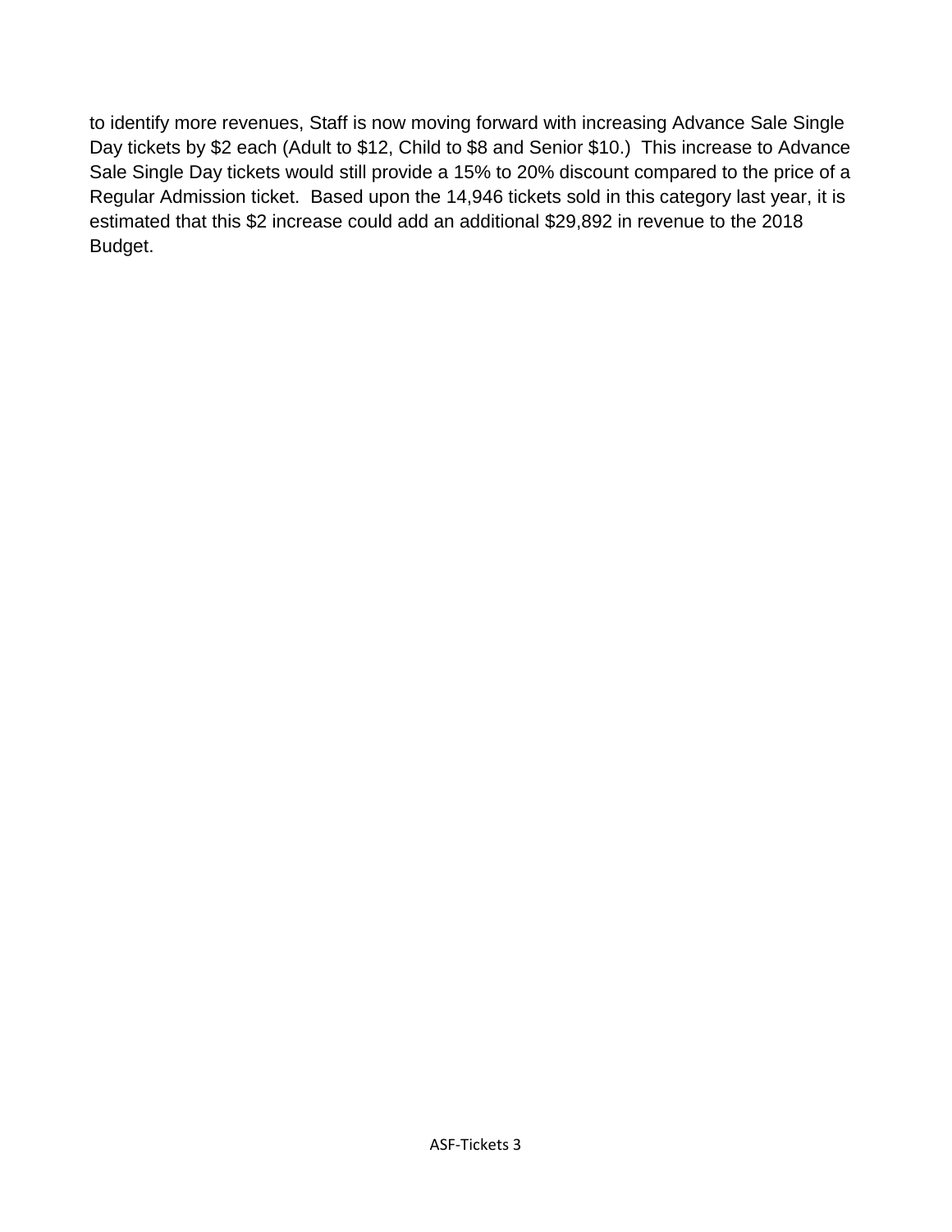to identify more revenues, Staff is now moving forward with increasing Advance Sale Single Day tickets by $2 each (Adult to $12, Child to $8 and Senior $10.) This increase to Advance Sale Single Day tickets would still provide a 15% to 20% discount compared to the price of a Regular Admission ticket. Based upon the 14,946 tickets sold in this category last year, it is estimated that this $2 increase could add an additional $29,892 in revenue to the 2018 Budget.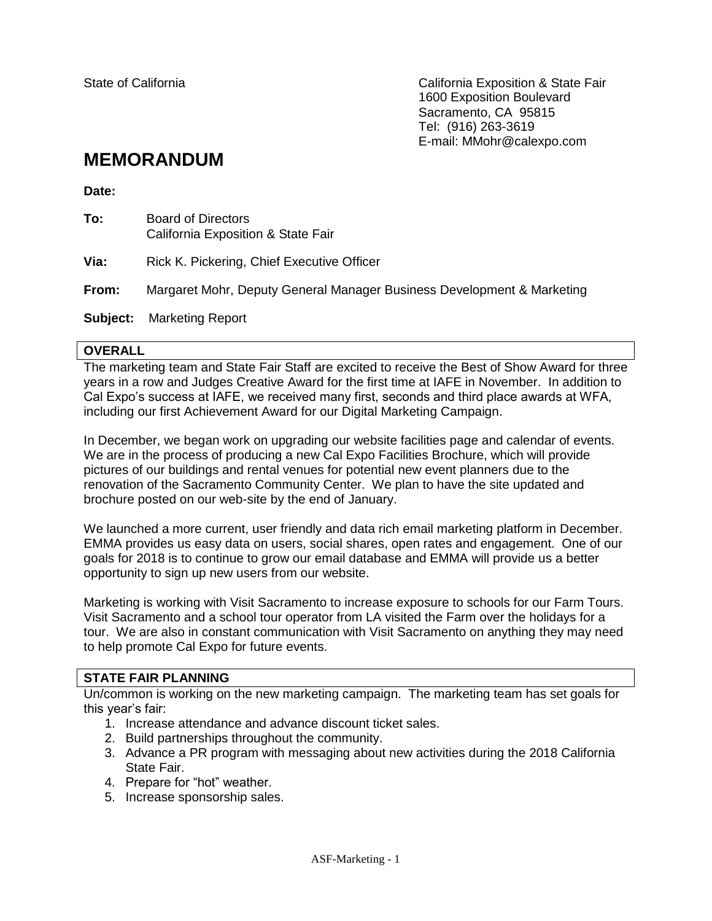State of California

California Exposition & State Fair
1600 Exposition Boulevard
Sacramento, CA 95815
Tel: (916) 263-3619
E-mail: MMohr@calexpo.com

# MEMORANDUM

**Date:**

**To:** Board of Directors
California Exposition & State Fair

**Via:** Rick K. Pickering, Chief Executive Officer

**From:** Margaret Mohr, Deputy General Manager Business Development & Marketing

**Subject:** Marketing Report

## OVERALL

The marketing team and State Fair Staff are excited to receive the Best of Show Award for three years in a row and Judges Creative Award for the first time at IAFE in November. In addition to Cal Expo's success at IAFE, we received many first, seconds and third place awards at WFA, including our first Achievement Award for our Digital Marketing Campaign.

In December, we began work on upgrading our website facilities page and calendar of events. We are in the process of producing a new Cal Expo Facilities Brochure, which will provide pictures of our buildings and rental venues for potential new event planners due to the renovation of the Sacramento Community Center. We plan to have the site updated and brochure posted on our web-site by the end of January.

We launched a more current, user friendly and data rich email marketing platform in December. EMMA provides us easy data on users, social shares, open rates and engagement. One of our goals for 2018 is to continue to grow our email database and EMMA will provide us a better opportunity to sign up new users from our website.

Marketing is working with Visit Sacramento to increase exposure to schools for our Farm Tours. Visit Sacramento and a school tour operator from LA visited the Farm over the holidays for a tour. We are also in constant communication with Visit Sacramento on anything they may need to help promote Cal Expo for future events.

## STATE FAIR PLANNING

Un/common is working on the new marketing campaign. The marketing team has set goals for this year's fair:

1. Increase attendance and advance discount ticket sales.
2. Build partnerships throughout the community.
3. Advance a PR program with messaging about new activities during the 2018 California State Fair.
4. Prepare for "hot" weather.
5. Increase sponsorship sales.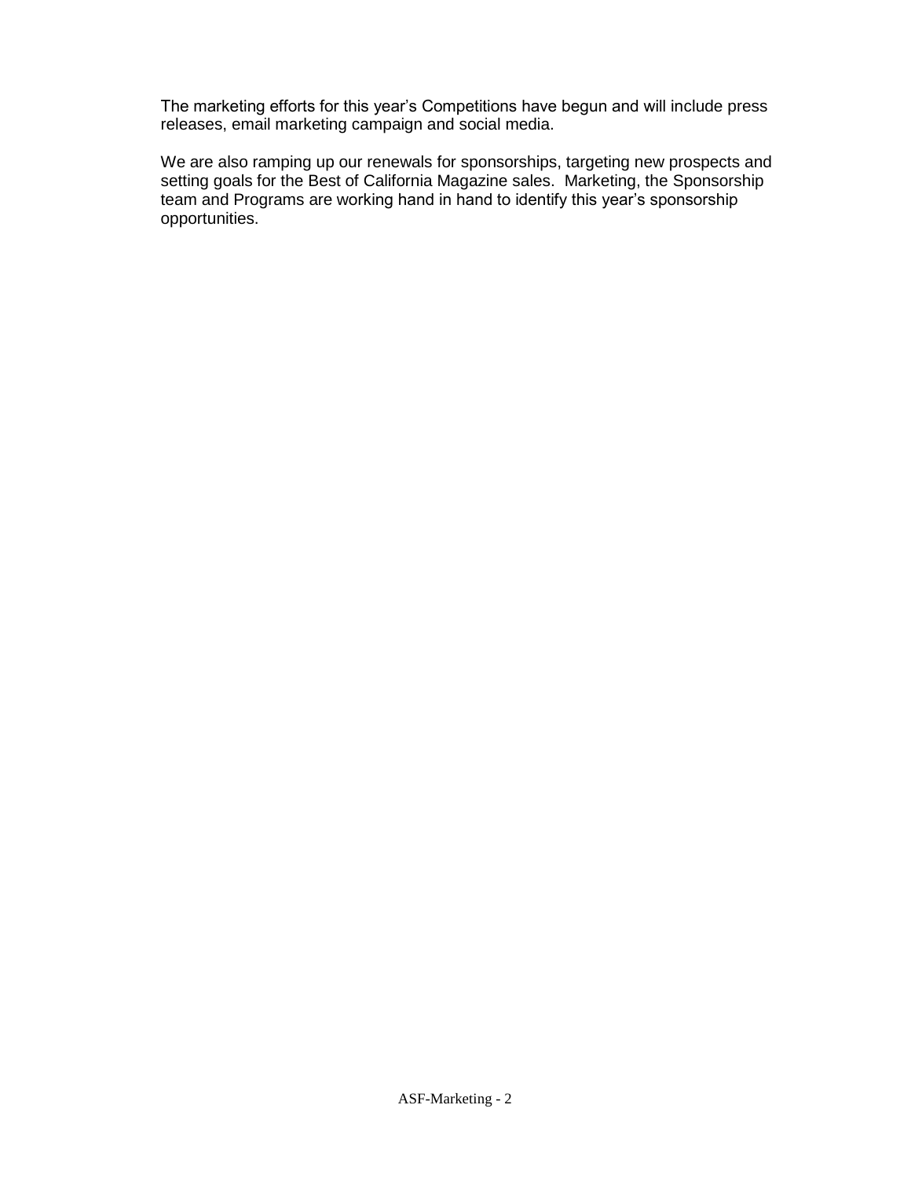The marketing efforts for this year's Competitions have begun and will include press releases, email marketing campaign and social media.

We are also ramping up our renewals for sponsorships, targeting new prospects and setting goals for the Best of California Magazine sales.  Marketing, the Sponsorship team and Programs are working hand in hand to identify this year's sponsorship opportunities.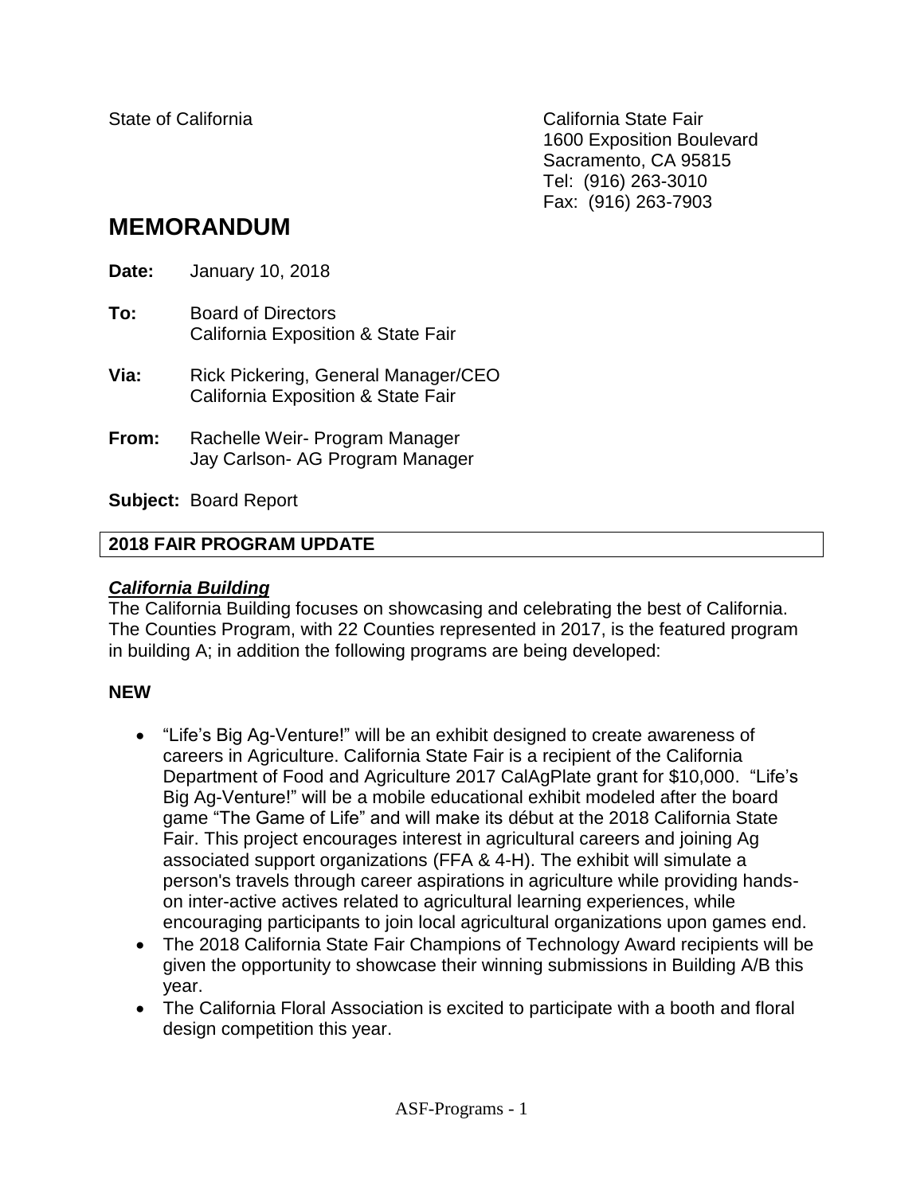State of California

California State Fair
1600 Exposition Boulevard
Sacramento, CA 95815
Tel: (916) 263-3010
Fax: (916) 263-7903

# MEMORANDUM

**Date:** January 10, 2018

**To:** Board of Directors
California Exposition & State Fair

**Via:** Rick Pickering, General Manager/CEO
California Exposition & State Fair

**From:** Rachelle Weir- Program Manager
Jay Carlson- AG Program Manager

**Subject:** Board Report

## 2018 FAIR PROGRAM UPDATE

### ***California Building***

The California Building focuses on showcasing and celebrating the best of California. The Counties Program, with 22 Counties represented in 2017, is the featured program in building A; in addition the following programs are being developed:

**NEW**

- "Life's Big Ag-Venture!" will be an exhibit designed to create awareness of careers in Agriculture. California State Fair is a recipient of the California Department of Food and Agriculture 2017 CalAgPlate grant for $10,000. "Life's Big Ag-Venture!" will be a mobile educational exhibit modeled after the board game "The Game of Life" and will make its début at the 2018 California State Fair. This project encourages interest in agricultural careers and joining Ag associated support organizations (FFA & 4-H). The exhibit will simulate a person's travels through career aspirations in agriculture while providing hands-on inter-active actives related to agricultural learning experiences, while encouraging participants to join local agricultural organizations upon games end.
- The 2018 California State Fair Champions of Technology Award recipients will be given the opportunity to showcase their winning submissions in Building A/B this year.
- The California Floral Association is excited to participate with a booth and floral design competition this year.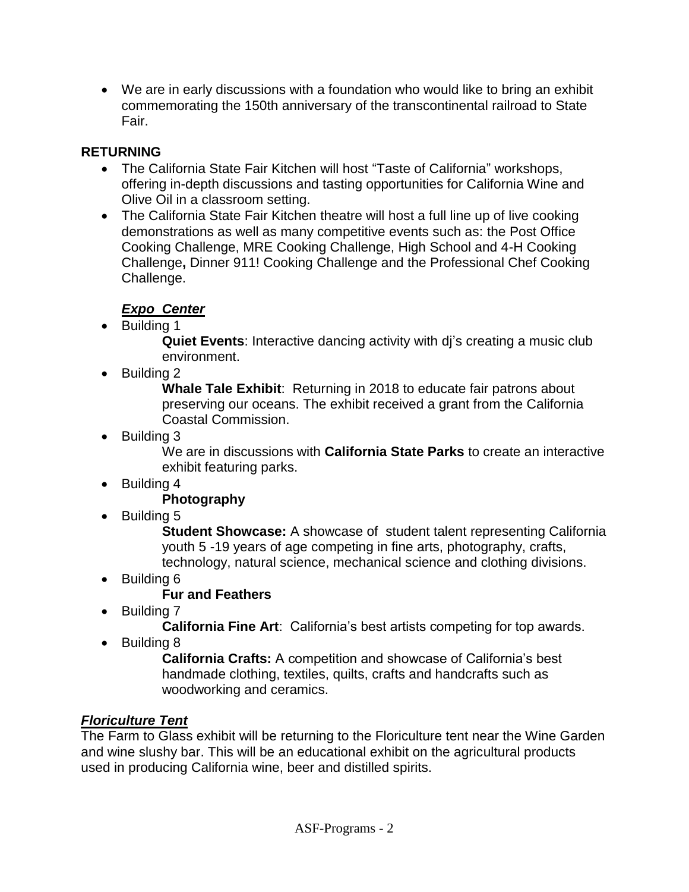- We are in early discussions with a foundation who would like to bring an exhibit commemorating the 150th anniversary of the transcontinental railroad to State Fair.

**RETURNING**

- The California State Fair Kitchen will host "Taste of California" workshops, offering in-depth discussions and tasting opportunities for California Wine and Olive Oil in a classroom setting.
- The California State Fair Kitchen theatre will host a full line up of live cooking demonstrations as well as many competitive events such as: the Post Office Cooking Challenge, MRE Cooking Challenge, High School and 4-H Cooking Challenge**,** Dinner 911! Cooking Challenge and the Professional Chef Cooking Challenge.

***Expo Center***

- Building 1
  **Quiet Events**: Interactive dancing activity with dj's creating a music club environment.
- Building 2
  **Whale Tale Exhibit**: Returning in 2018 to educate fair patrons about preserving our oceans. The exhibit received a grant from the California Coastal Commission.
- Building 3
  We are in discussions with **California State Parks** to create an interactive exhibit featuring parks.
- Building 4
  **Photography**
- Building 5
  **Student Showcase:** A showcase of student talent representing California youth 5 -19 years of age competing in fine arts, photography, crafts, technology, natural science, mechanical science and clothing divisions.
- Building 6
  **Fur and Feathers**
- Building 7
  **California Fine Art**: California's best artists competing for top awards.
- Building 8
  **California Crafts:** A competition and showcase of California's best handmade clothing, textiles, quilts, crafts and handcrafts such as woodworking and ceramics.

***Floriculture Tent***

The Farm to Glass exhibit will be returning to the Floriculture tent near the Wine Garden and wine slushy bar. This will be an educational exhibit on the agricultural products used in producing California wine, beer and distilled spirits.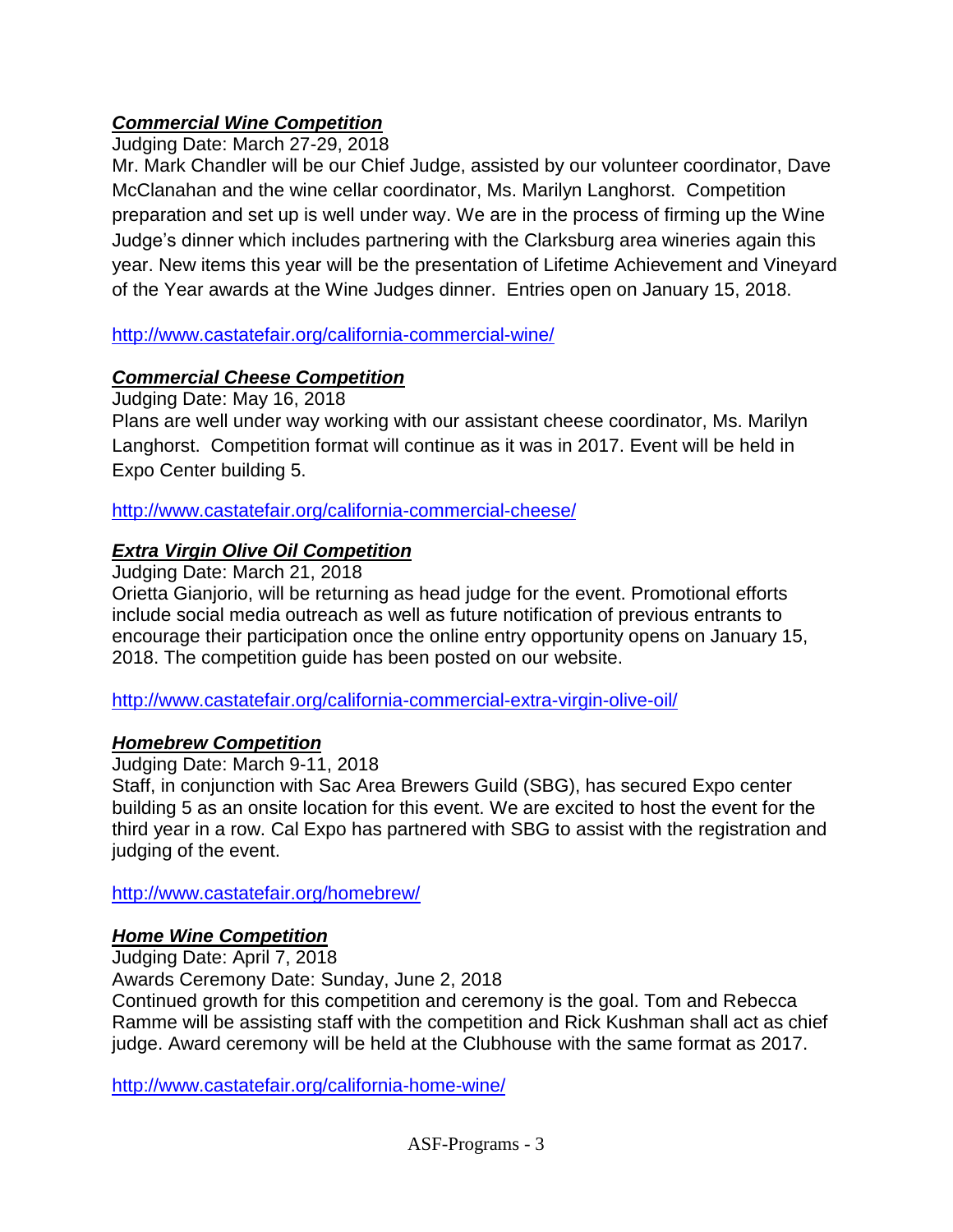***Commercial Wine Competition***

Judging Date: March 27-29, 2018

Mr. Mark Chandler will be our Chief Judge, assisted by our volunteer coordinator, Dave McClanahan and the wine cellar coordinator, Ms. Marilyn Langhorst. Competition preparation and set up is well under way. We are in the process of firming up the Wine Judge's dinner which includes partnering with the Clarksburg area wineries again this year. New items this year will be the presentation of Lifetime Achievement and Vineyard of the Year awards at the Wine Judges dinner. Entries open on January 15, 2018.

http://www.castatefair.org/california-commercial-wine/

***Commercial Cheese Competition***

Judging Date: May 16, 2018

Plans are well under way working with our assistant cheese coordinator, Ms. Marilyn Langhorst. Competition format will continue as it was in 2017. Event will be held in Expo Center building 5.

http://www.castatefair.org/california-commercial-cheese/

***Extra Virgin Olive Oil Competition***

Judging Date: March 21, 2018

Orietta Gianjorio, will be returning as head judge for the event. Promotional efforts include social media outreach as well as future notification of previous entrants to encourage their participation once the online entry opportunity opens on January 15, 2018. The competition guide has been posted on our website.

http://www.castatefair.org/california-commercial-extra-virgin-olive-oil/

***Homebrew Competition***

Judging Date: March 9-11, 2018

Staff, in conjunction with Sac Area Brewers Guild (SBG), has secured Expo center building 5 as an onsite location for this event. We are excited to host the event for the third year in a row. Cal Expo has partnered with SBG to assist with the registration and judging of the event.

http://www.castatefair.org/homebrew/

***Home Wine Competition***

Judging Date: April 7, 2018

Awards Ceremony Date: Sunday, June 2, 2018

Continued growth for this competition and ceremony is the goal. Tom and Rebecca Ramme will be assisting staff with the competition and Rick Kushman shall act as chief judge. Award ceremony will be held at the Clubhouse with the same format as 2017.

http://www.castatefair.org/california-home-wine/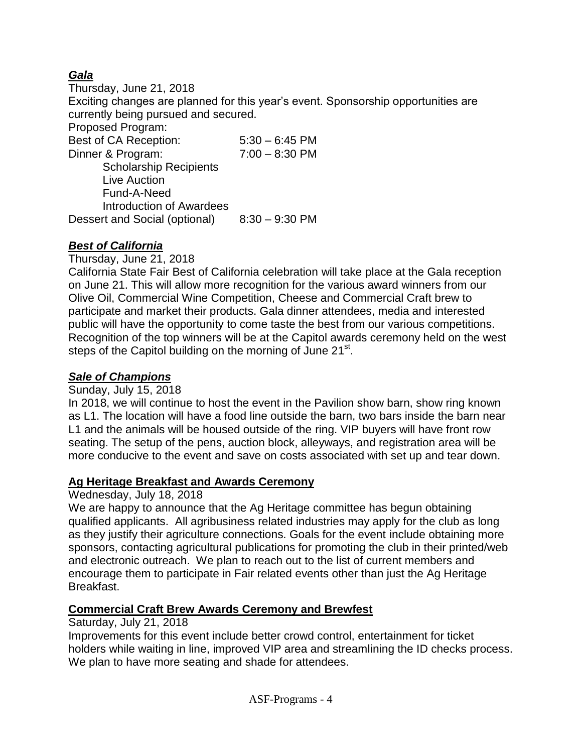### ***Gala***

Thursday, June 21, 2018

Exciting changes are planned for this year's event. Sponsorship opportunities are currently being pursued and secured.

Proposed Program:

Best of CA Reception: 5:30 – 6:45 PM

Dinner & Program: 7:00 – 8:30 PM

- Scholarship Recipients
- Live Auction
- Fund-A-Need
- Introduction of Awardees

Dessert and Social (optional) 8:30 – 9:30 PM

### ***Best of California***

Thursday, June 21, 2018

California State Fair Best of California celebration will take place at the Gala reception on June 21. This will allow more recognition for the various award winners from our Olive Oil, Commercial Wine Competition, Cheese and Commercial Craft brew to participate and market their products. Gala dinner attendees, media and interested public will have the opportunity to come taste the best from our various competitions. Recognition of the top winners will be at the Capitol awards ceremony held on the west steps of the Capitol building on the morning of June 21st.

### ***Sale of Champions***

Sunday, July 15, 2018

In 2018, we will continue to host the event in the Pavilion show barn, show ring known as L1. The location will have a food line outside the barn, two bars inside the barn near L1 and the animals will be housed outside of the ring. VIP buyers will have front row seating. The setup of the pens, auction block, alleyways, and registration area will be more conducive to the event and save on costs associated with set up and tear down.

### **Ag Heritage Breakfast and Awards Ceremony**

Wednesday, July 18, 2018

We are happy to announce that the Ag Heritage committee has begun obtaining qualified applicants. All agribusiness related industries may apply for the club as long as they justify their agriculture connections. Goals for the event include obtaining more sponsors, contacting agricultural publications for promoting the club in their printed/web and electronic outreach. We plan to reach out to the list of current members and encourage them to participate in Fair related events other than just the Ag Heritage Breakfast.

### **Commercial Craft Brew Awards Ceremony and Brewfest**

Saturday, July 21, 2018

Improvements for this event include better crowd control, entertainment for ticket holders while waiting in line, improved VIP area and streamlining the ID checks process. We plan to have more seating and shade for attendees.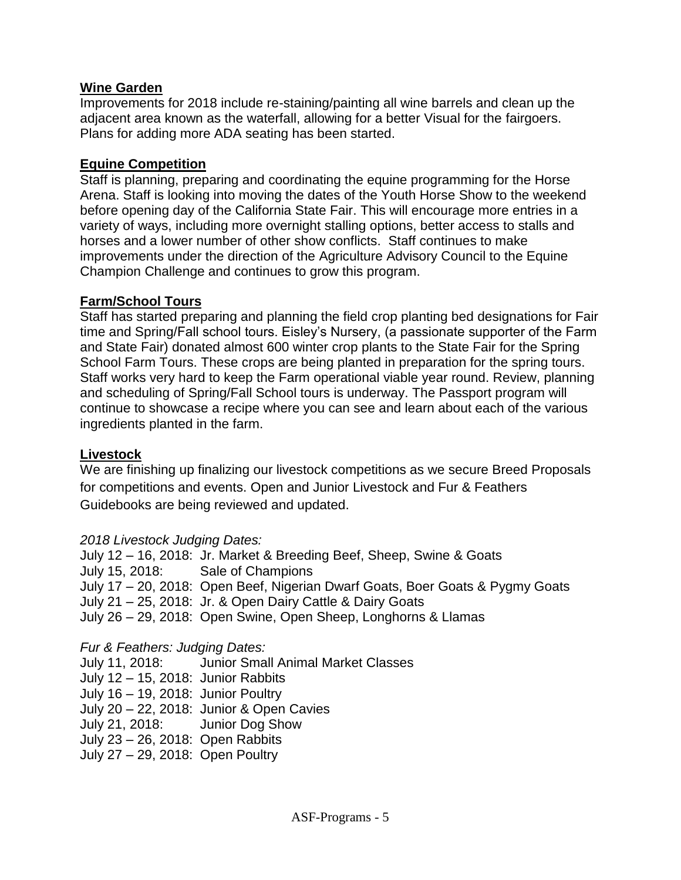**Wine Garden**

Improvements for 2018 include re-staining/painting all wine barrels and clean up the adjacent area known as the waterfall, allowing for a better Visual for the fairgoers. Plans for adding more ADA seating has been started.

**Equine Competition**

Staff is planning, preparing and coordinating the equine programming for the Horse Arena. Staff is looking into moving the dates of the Youth Horse Show to the weekend before opening day of the California State Fair. This will encourage more entries in a variety of ways, including more overnight stalling options, better access to stalls and horses and a lower number of other show conflicts. Staff continues to make improvements under the direction of the Agriculture Advisory Council to the Equine Champion Challenge and continues to grow this program.

**Farm/School Tours**

Staff has started preparing and planning the field crop planting bed designations for Fair time and Spring/Fall school tours. Eisley's Nursery, (a passionate supporter of the Farm and State Fair) donated almost 600 winter crop plants to the State Fair for the Spring School Farm Tours. These crops are being planted in preparation for the spring tours. Staff works very hard to keep the Farm operational viable year round. Review, planning and scheduling of Spring/Fall School tours is underway. The Passport program will continue to showcase a recipe where you can see and learn about each of the various ingredients planted in the farm.

**Livestock**

We are finishing up finalizing our livestock competitions as we secure Breed Proposals for competitions and events. Open and Junior Livestock and Fur & Feathers Guidebooks are being reviewed and updated.

*2018 Livestock Judging Dates:*

July 12 – 16, 2018: Jr. Market & Breeding Beef, Sheep, Swine & Goats
July 15, 2018: Sale of Champions
July 17 – 20, 2018: Open Beef, Nigerian Dwarf Goats, Boer Goats & Pygmy Goats
July 21 – 25, 2018: Jr. & Open Dairy Cattle & Dairy Goats
July 26 – 29, 2018: Open Swine, Open Sheep, Longhorns & Llamas

*Fur & Feathers: Judging Dates:*

July 11, 2018: Junior Small Animal Market Classes
July 12 – 15, 2018: Junior Rabbits
July 16 – 19, 2018: Junior Poultry
July 20 – 22, 2018: Junior & Open Cavies
July 21, 2018: Junior Dog Show
July 23 – 26, 2018: Open Rabbits
July 27 – 29, 2018: Open Poultry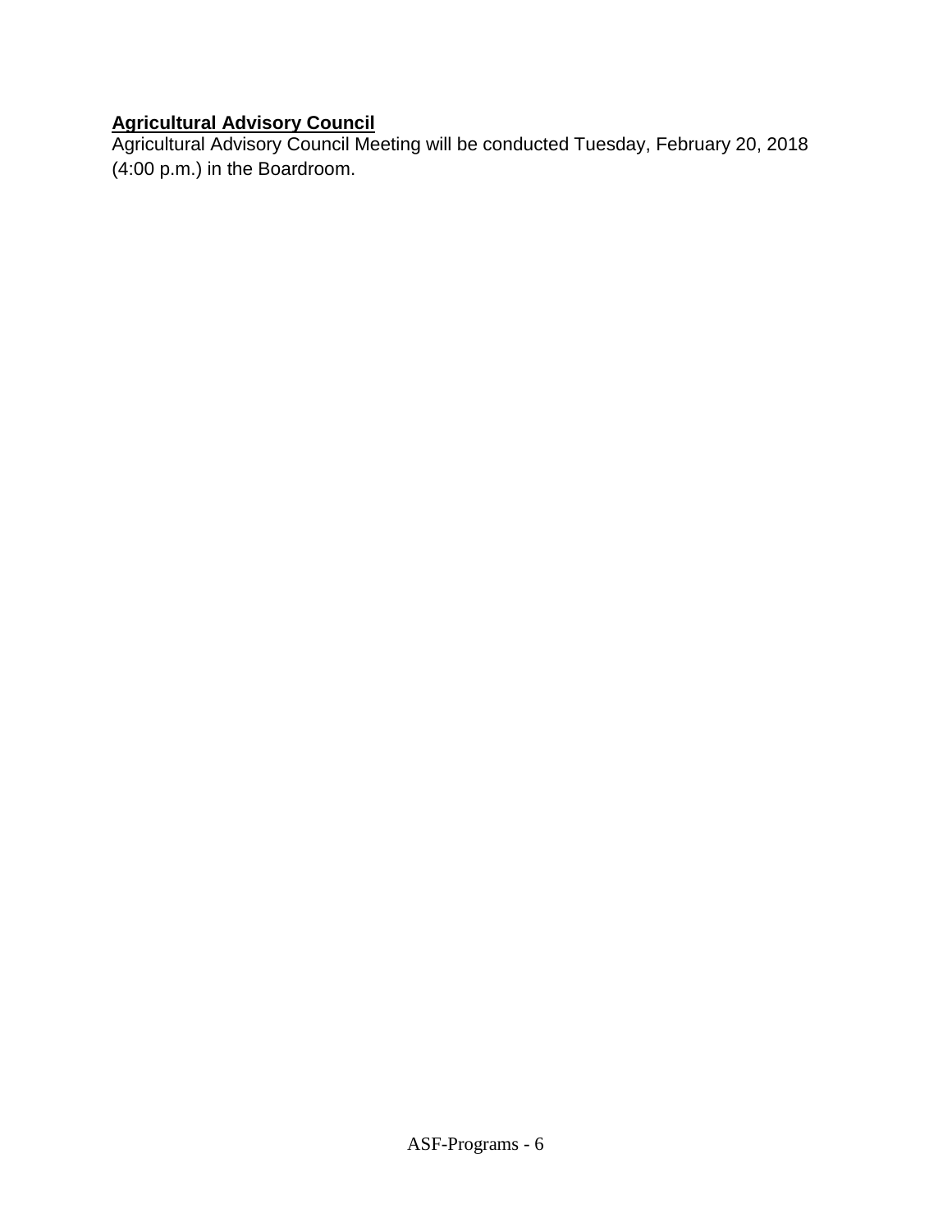**Agricultural Advisory Council**

Agricultural Advisory Council Meeting will be conducted Tuesday, February 20, 2018 (4:00 p.m.) in the Boardroom.